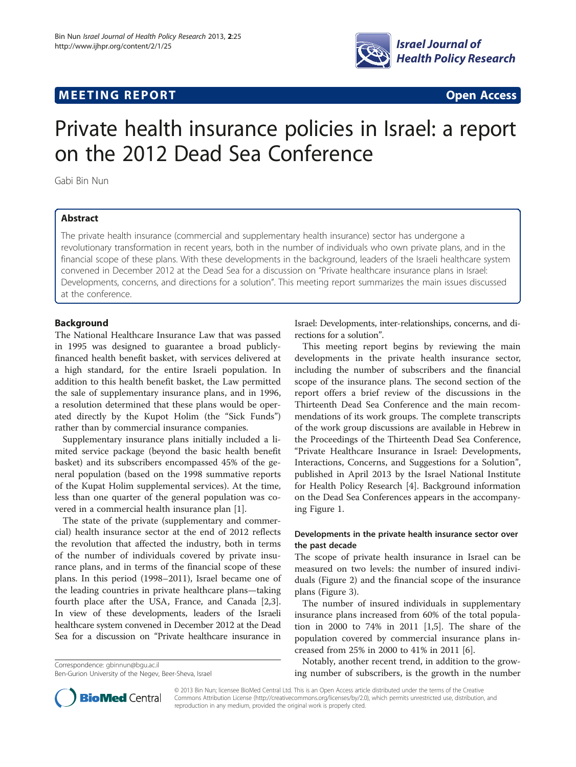**MEETING REPORT** **Open Access**

# Private health insurance policies in Israel: a report on the 2012 Dead Sea Conference

Gabi Bin Nun

## Abstract

The private health insurance (commercial and supplementary health insurance) sector has undergone a revolutionary transformation in recent years, both in the number of individuals who own private plans, and in the financial scope of these plans. With these developments in the background, leaders of the Israeli healthcare system convened in December 2012 at the Dead Sea for a discussion on "Private healthcare insurance plans in Israel: Developments, concerns, and directions for a solution". This meeting report summarizes the main issues discussed at the conference.

## Background

The National Healthcare Insurance Law that was passed in 1995 was designed to guarantee a broad publicly-financed health benefit basket, with services delivered at a high standard, for the entire Israeli population. In addition to this health benefit basket, the Law permitted the sale of supplementary insurance plans, and in 1996, a resolution determined that these plans would be operated directly by the Kupot Holim (the "Sick Funds") rather than by commercial insurance companies.

Supplementary insurance plans initially included a limited service package (beyond the basic health benefit basket) and its subscribers encompassed 45% of the general population (based on the 1998 summative reports of the Kupat Holim supplemental services). At the time, less than one quarter of the general population was covered in a commercial health insurance plan [1].

The state of the private (supplementary and commercial) health insurance sector at the end of 2012 reflects the revolution that affected the industry, both in terms of the number of individuals covered by private insurance plans, and in terms of the financial scope of these plans. In this period (1998–2011), Israel became one of the leading countries in private healthcare plans—taking fourth place after the USA, France, and Canada [2,3]. In view of these developments, leaders of the Israeli healthcare system convened in December 2012 at the Dead Sea for a discussion on "Private healthcare insurance in Israel: Developments, inter-relationships, concerns, and directions for a solution".

This meeting report begins by reviewing the main developments in the private health insurance sector, including the number of subscribers and the financial scope of the insurance plans. The second section of the report offers a brief review of the discussions in the Thirteenth Dead Sea Conference and the main recommendations of its work groups. The complete transcripts of the work group discussions are available in Hebrew in the Proceedings of the Thirteenth Dead Sea Conference, "Private Healthcare Insurance in Israel: Developments, Interactions, Concerns, and Suggestions for a Solution", published in April 2013 by the Israel National Institute for Health Policy Research [4]. Background information on the Dead Sea Conferences appears in the accompanying Figure 1.

### Developments in the private health insurance sector over the past decade

The scope of private health insurance in Israel can be measured on two levels: the number of insured individuals (Figure 2) and the financial scope of the insurance plans (Figure 3).

The number of insured individuals in supplementary insurance plans increased from 60% of the total population in 2000 to 74% in 2011 [1,5]. The share of the population covered by commercial insurance plans increased from 25% in 2000 to 41% in 2011 [6].

Notably, another recent trend, in addition to the growing number of subscribers, is the growth in the number

Correspondence: gbinnun@bgu.ac.il
Ben-Gurion University of the Negev, Beer-Sheva, Israel

© 2013 Bin Nun; licensee BioMed Central Ltd. This is an Open Access article distributed under the terms of the Creative Commons Attribution License (http://creativecommons.org/licenses/by/2.0), which permits unrestricted use, distribution, and reproduction in any medium, provided the original work is properly cited.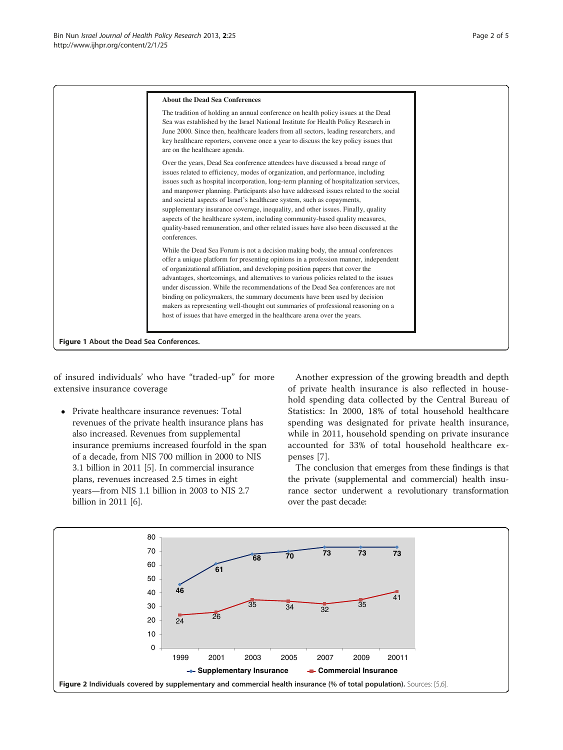**About the Dead Sea Conferences**

The tradition of holding an annual conference on health policy issues at the Dead Sea was established by the Israel National Institute for Health Policy Research in June 2000. Since then, healthcare leaders from all sectors, leading researchers, and key healthcare reporters, convene once a year to discuss the key policy issues that are on the healthcare agenda.

Over the years, Dead Sea conference attendees have discussed a broad range of issues related to efficiency, modes of organization, and performance, including issues such as hospital incorporation, long-term planning of hospitalization services, and manpower planning. Participants also have addressed issues related to the social and societal aspects of Israel's healthcare system, such as copayments, supplementary insurance coverage, inequality, and other issues. Finally, quality aspects of the healthcare system, including community-based quality measures, quality-based remuneration, and other related issues have also been discussed at the conferences.

While the Dead Sea Forum is not a decision making body, the annual conferences offer a unique platform for presenting opinions in a profession manner, independent of organizational affiliation, and developing position papers that cover the advantages, shortcomings, and alternatives to various policies related to the issues under discussion. While the recommendations of the Dead Sea conferences are not binding on policymakers, the summary documents have been used by decision makers as representing well-thought out summaries of professional reasoning on a host of issues that have emerged in the healthcare arena over the years.

**Figure 1 About the Dead Sea Conferences.**

of insured individuals' who have "traded-up" for more extensive insurance coverage

- Private healthcare insurance revenues: Total revenues of the private health insurance plans has also increased. Revenues from supplemental insurance premiums increased fourfold in the span of a decade, from NIS 700 million in 2000 to NIS 3.1 billion in 2011 [5]. In commercial insurance plans, revenues increased 2.5 times in eight years—from NIS 1.1 billion in 2003 to NIS 2.7 billion in 2011 [6].

Another expression of the growing breadth and depth of private health insurance is also reflected in household spending data collected by the Central Bureau of Statistics: In 2000, 18% of total household healthcare spending was designated for private health insurance, while in 2011, household spending on private insurance accounted for 33% of total household healthcare expenses [7].

The conclusion that emerges from these findings is that the private (supplemental and commercial) health insurance sector underwent a revolutionary transformation over the past decade:

| Year | Supplementary Insurance | Commercial Insurance |
|---|---|---|
| 1999 | 46 | 24 |
| 2001 | 61 | 26 |
| 2003 | 68 | 35 |
| 2005 | 70 | 34 |
| 2007 | 73 | 32 |
| 2009 | 73 | 35 |
| 20011 | 73 | 41 |

**Figure 2 Individuals covered by supplementary and commercial health insurance (% of total population).** Sources: [5,6].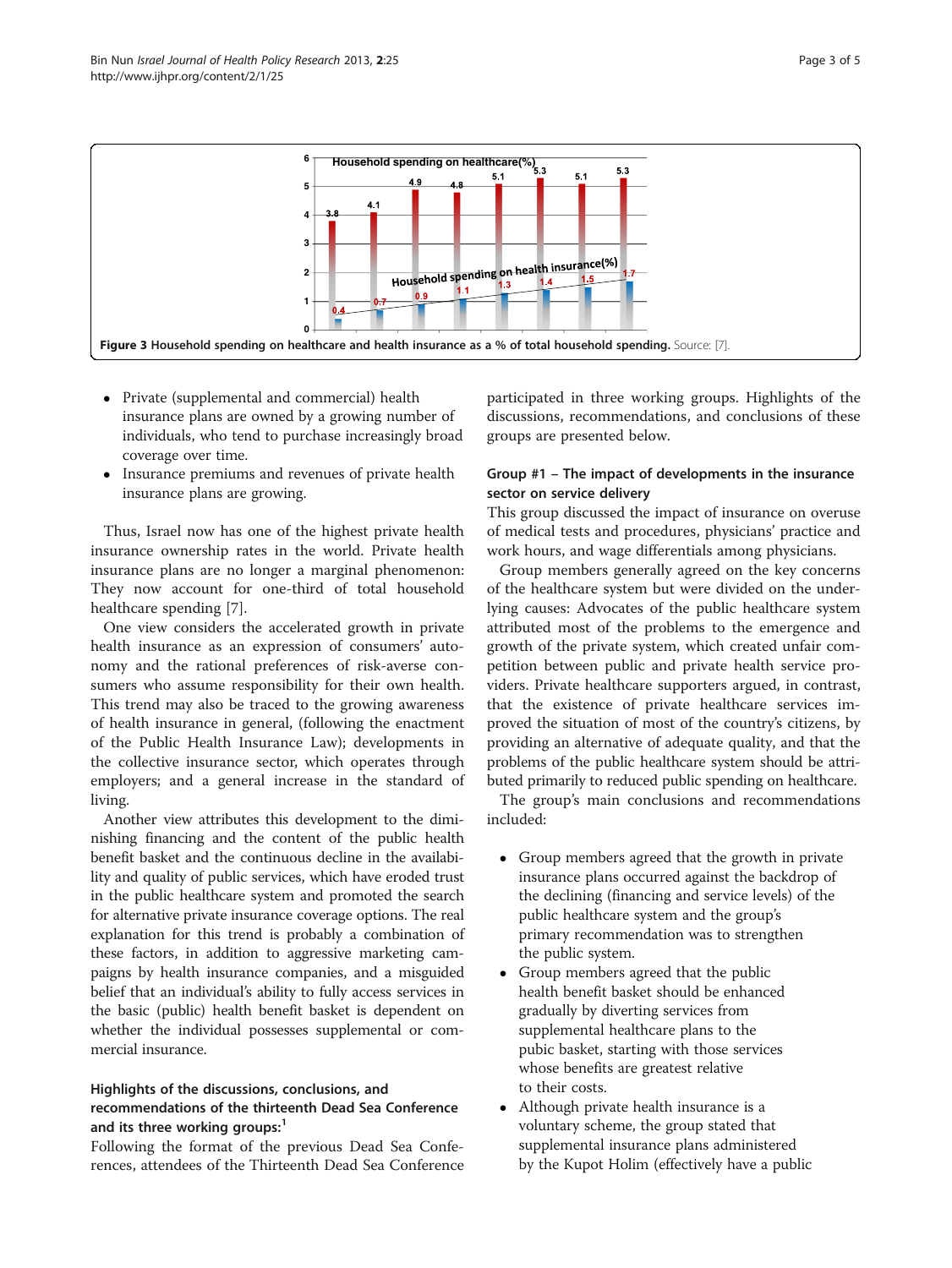Figure 3 Household spending on healthcare and health insurance as a % of total household spending. Source: [7].

- Private (supplemental and commercial) health insurance plans are owned by a growing number of individuals, who tend to purchase increasingly broad coverage over time.
- Insurance premiums and revenues of private health insurance plans are growing.

Thus, Israel now has one of the highest private health insurance ownership rates in the world. Private health insurance plans are no longer a marginal phenomenon: They now account for one-third of total household healthcare spending [7].

One view considers the accelerated growth in private health insurance as an expression of consumers' autonomy and the rational preferences of risk-averse consumers who assume responsibility for their own health. This trend may also be traced to the growing awareness of health insurance in general, (following the enactment of the Public Health Insurance Law); developments in the collective insurance sector, which operates through employers; and a general increase in the standard of living.

Another view attributes this development to the diminishing financing and the content of the public health benefit basket and the continuous decline in the availability and quality of public services, which have eroded trust in the public healthcare system and promoted the search for alternative private insurance coverage options. The real explanation for this trend is probably a combination of these factors, in addition to aggressive marketing campaigns by health insurance companies, and a misguided belief that an individual's ability to fully access services in the basic (public) health benefit basket is dependent on whether the individual possesses supplemental or commercial insurance.

### Highlights of the discussions, conclusions, and recommendations of the thirteenth Dead Sea Conference and its three working groups:[1]

Following the format of the previous Dead Sea Conferences, attendees of the Thirteenth Dead Sea Conference participated in three working groups. Highlights of the discussions, recommendations, and conclusions of these groups are presented below.

### Group #1 – The impact of developments in the insurance sector on service delivery

This group discussed the impact of insurance on overuse of medical tests and procedures, physicians' practice and work hours, and wage differentials among physicians.

Group members generally agreed on the key concerns of the healthcare system but were divided on the underlying causes: Advocates of the public healthcare system attributed most of the problems to the emergence and growth of the private system, which created unfair competition between public and private health service providers. Private healthcare supporters argued, in contrast, that the existence of private healthcare services improved the situation of most of the country's citizens, by providing an alternative of adequate quality, and that the problems of the public healthcare system should be attributed primarily to reduced public spending on healthcare.

The group's main conclusions and recommendations included:

- Group members agreed that the growth in private insurance plans occurred against the backdrop of the declining (financing and service levels) of the public healthcare system and the group's primary recommendation was to strengthen the public system.
- Group members agreed that the public health benefit basket should be enhanced gradually by diverting services from supplemental healthcare plans to the pubic basket, starting with those services whose benefits are greatest relative to their costs.
- Although private health insurance is a voluntary scheme, the group stated that supplemental insurance plans administered by the Kupot Holim (effectively have a public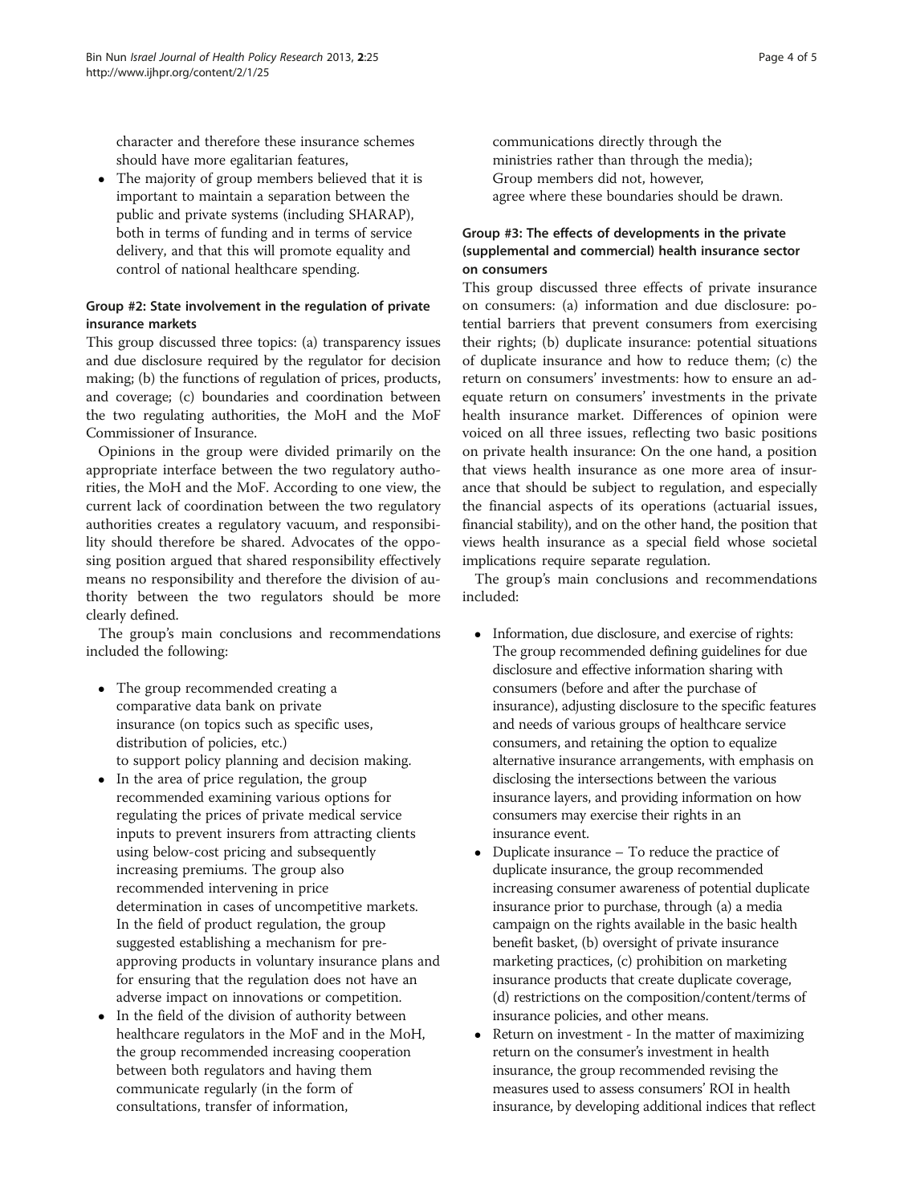character and therefore these insurance schemes should have more egalitarian features,

- The majority of group members believed that it is important to maintain a separation between the public and private systems (including SHARAP), both in terms of funding and in terms of service delivery, and that this will promote equality and control of national healthcare spending.

### Group #2: State involvement in the regulation of private insurance markets

This group discussed three topics: (a) transparency issues and due disclosure required by the regulator for decision making; (b) the functions of regulation of prices, products, and coverage; (c) boundaries and coordination between the two regulating authorities, the MoH and the MoF Commissioner of Insurance.

Opinions in the group were divided primarily on the appropriate interface between the two regulatory authorities, the MoH and the MoF. According to one view, the current lack of coordination between the two regulatory authorities creates a regulatory vacuum, and responsibility should therefore be shared. Advocates of the opposing position argued that shared responsibility effectively means no responsibility and therefore the division of authority between the two regulators should be more clearly defined.

The group's main conclusions and recommendations included the following:

- The group recommended creating a comparative data bank on private insurance (on topics such as specific uses, distribution of policies, etc.) to support policy planning and decision making.
- In the area of price regulation, the group recommended examining various options for regulating the prices of private medical service inputs to prevent insurers from attracting clients using below-cost pricing and subsequently increasing premiums. The group also recommended intervening in price determination in cases of uncompetitive markets. In the field of product regulation, the group suggested establishing a mechanism for pre-approving products in voluntary insurance plans and for ensuring that the regulation does not have an adverse impact on innovations or competition.
- In the field of the division of authority between healthcare regulators in the MoF and in the MoH, the group recommended increasing cooperation between both regulators and having them communicate regularly (in the form of consultations, transfer of information, communications directly through the ministries rather than through the media); Group members did not, however, agree where these boundaries should be drawn.

### Group #3: The effects of developments in the private (supplemental and commercial) health insurance sector on consumers

This group discussed three effects of private insurance on consumers: (a) information and due disclosure: potential barriers that prevent consumers from exercising their rights; (b) duplicate insurance: potential situations of duplicate insurance and how to reduce them; (c) the return on consumers' investments: how to ensure an adequate return on consumers' investments in the private health insurance market. Differences of opinion were voiced on all three issues, reflecting two basic positions on private health insurance: On the one hand, a position that views health insurance as one more area of insurance that should be subject to regulation, and especially the financial aspects of its operations (actuarial issues, financial stability), and on the other hand, the position that views health insurance as a special field whose societal implications require separate regulation.

The group's main conclusions and recommendations included:

- Information, due disclosure, and exercise of rights: The group recommended defining guidelines for due disclosure and effective information sharing with consumers (before and after the purchase of insurance), adjusting disclosure to the specific features and needs of various groups of healthcare service consumers, and retaining the option to equalize alternative insurance arrangements, with emphasis on disclosing the intersections between the various insurance layers, and providing information on how consumers may exercise their rights in an insurance event.
- Duplicate insurance – To reduce the practice of duplicate insurance, the group recommended increasing consumer awareness of potential duplicate insurance prior to purchase, through (a) a media campaign on the rights available in the basic health benefit basket, (b) oversight of private insurance marketing practices, (c) prohibition on marketing insurance products that create duplicate coverage, (d) restrictions on the composition/content/terms of insurance policies, and other means.
- Return on investment - In the matter of maximizing return on the consumer's investment in health insurance, the group recommended revising the measures used to assess consumers' ROI in health insurance, by developing additional indices that reflect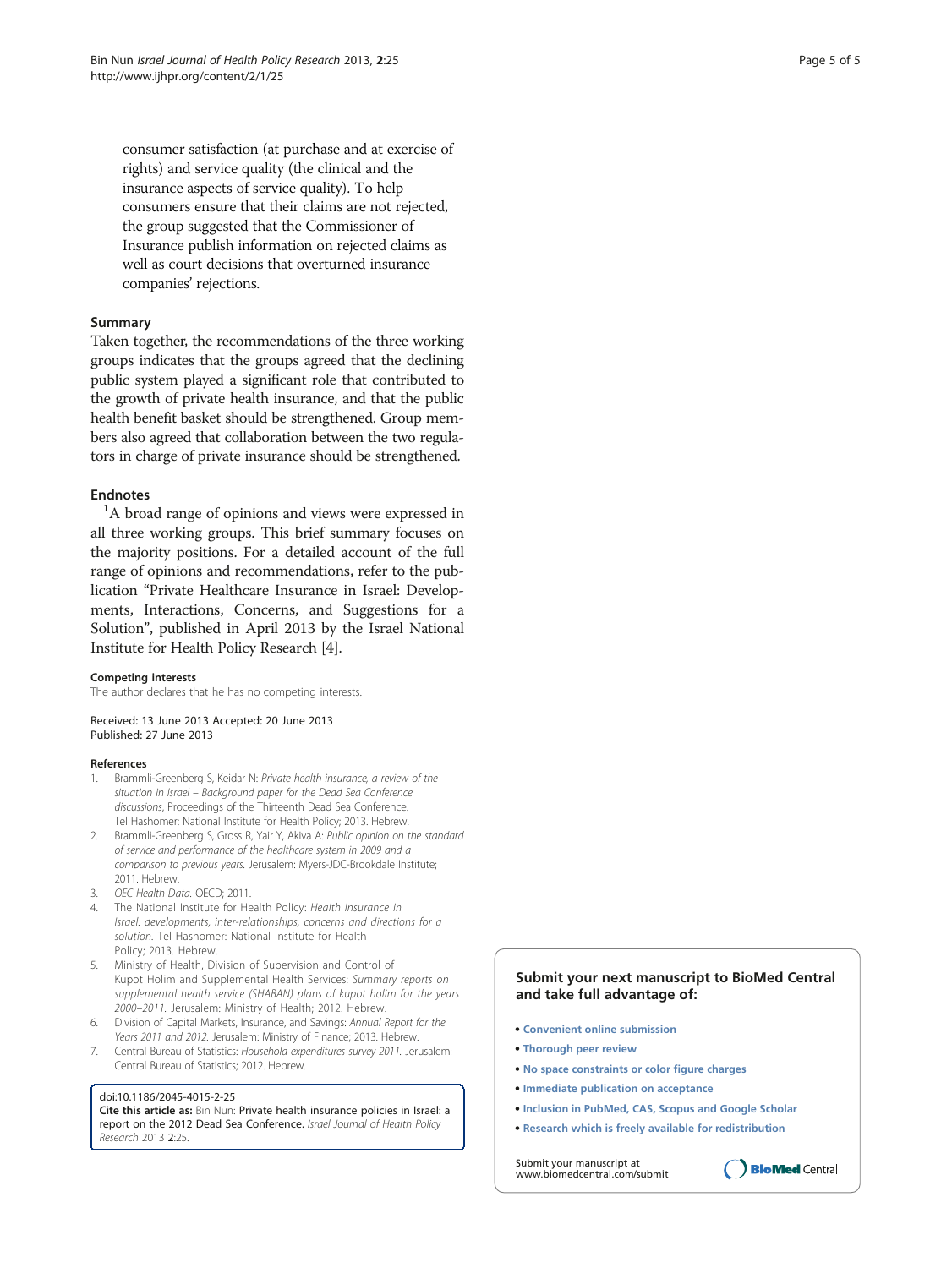consumer satisfaction (at purchase and at exercise of rights) and service quality (the clinical and the insurance aspects of service quality). To help consumers ensure that their claims are not rejected, the group suggested that the Commissioner of Insurance publish information on rejected claims as well as court decisions that overturned insurance companies' rejections.

## Summary

Taken together, the recommendations of the three working groups indicates that the groups agreed that the declining public system played a significant role that contributed to the growth of private health insurance, and that the public health benefit basket should be strengthened. Group members also agreed that collaboration between the two regulators in charge of private insurance should be strengthened.

## Endnotes

[1]A broad range of opinions and views were expressed in all three working groups. This brief summary focuses on the majority positions. For a detailed account of the full range of opinions and recommendations, refer to the publication "Private Healthcare Insurance in Israel: Developments, Interactions, Concerns, and Suggestions for a Solution", published in April 2013 by the Israel National Institute for Health Policy Research [4].

#### Competing interests

The author declares that he has no competing interests.

Received: 13 June 2013 Accepted: 20 June 2013
Published: 27 June 2013

#### References

1. Brammli-Greenberg S, Keidar N: *Private health insurance, a review of the situation in Israel – Background paper for the Dead Sea Conference discussions*, Proceedings of the Thirteenth Dead Sea Conference. Tel Hashomer: National Institute for Health Policy; 2013. Hebrew.
2. Brammli-Greenberg S, Gross R, Yair Y, Akiva A: *Public opinion on the standard of service and performance of the healthcare system in 2009 and a comparison to previous years.* Jerusalem: Myers-JDC-Brookdale Institute; 2011. Hebrew.
3. *OEC Health Data.* OECD; 2011.
4. The National Institute for Health Policy: *Health insurance in Israel: developments, inter-relationships, concerns and directions for a solution.* Tel Hashomer: National Institute for Health Policy; 2013. Hebrew.
5. Ministry of Health, Division of Supervision and Control of Kupot Holim and Supplemental Health Services: *Summary reports on supplemental health service (SHABAN) plans of kupot holim for the years 2000–2011.* Jerusalem: Ministry of Health; 2012. Hebrew.
6. Division of Capital Markets, Insurance, and Savings: *Annual Report for the Years 2011 and 2012.* Jerusalem: Ministry of Finance; 2013. Hebrew.
7. Central Bureau of Statistics: *Household expenditures survey 2011.* Jerusalem: Central Bureau of Statistics; 2012. Hebrew.

doi:10.1186/2045-4015-2-25
**Cite this article as:** Bin Nun: Private health insurance policies in Israel: a report on the 2012 Dead Sea Conference. *Israel Journal of Health Policy Research* 2013 **2**:25.

**Submit your next manuscript to BioMed Central and take full advantage of:**

- **Convenient online submission**
- **Thorough peer review**
- **No space constraints or color figure charges**
- **Immediate publication on acceptance**
- **Inclusion in PubMed, CAS, Scopus and Google Scholar**
- **Research which is freely available for redistribution**

Submit your manuscript at
www.biomedcentral.com/submit